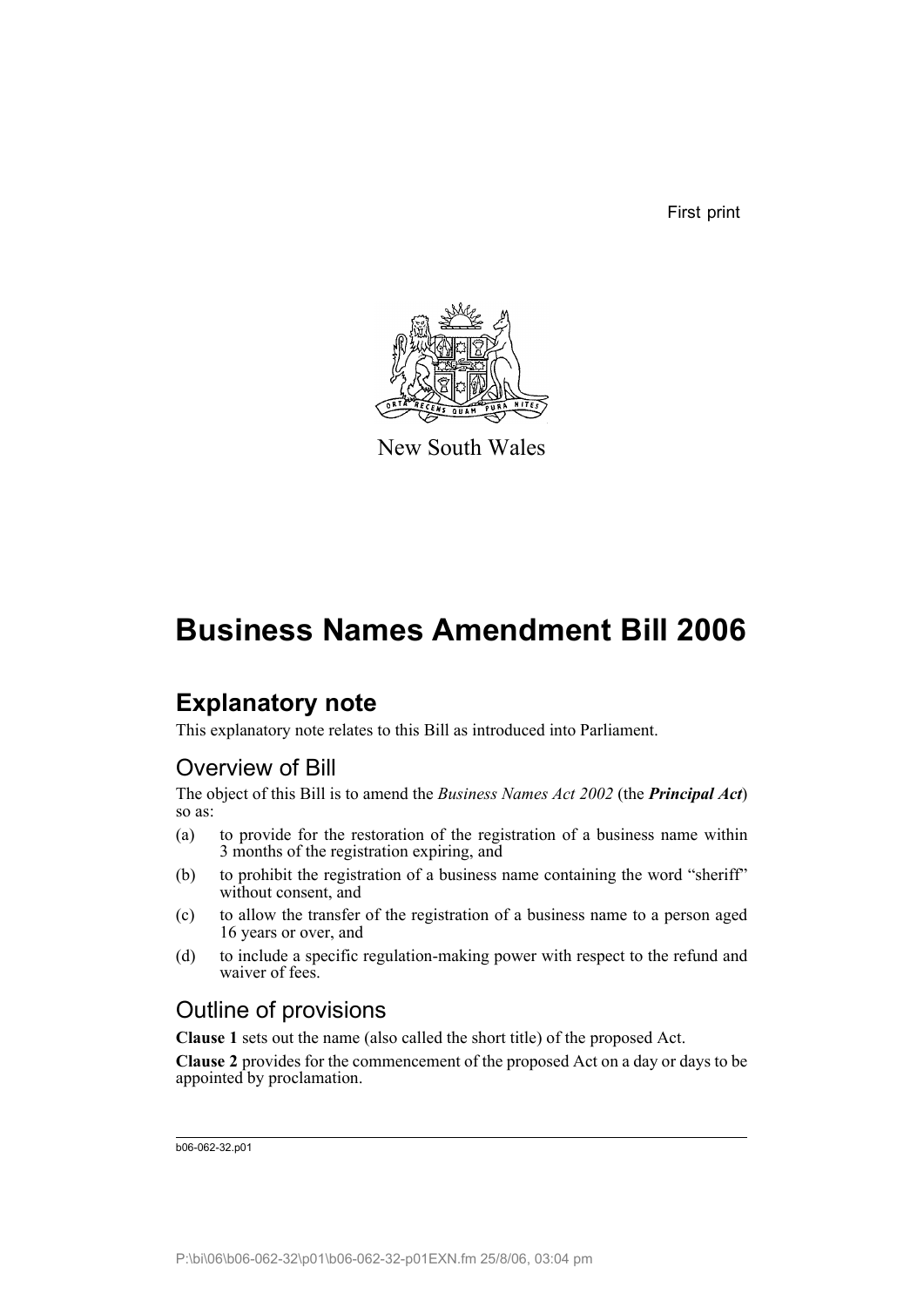First print

New South Wales

# Business Names Amendment Bill 2006

## Explanatory note

This explanatory note relates to this Bill as introduced into Parliament.

### Overview of Bill

The object of this Bill is to amend the *Business Names Act 2002* (the ***Principal Act***) so as:

(a) to provide for the restoration of the registration of a business name within 3 months of the registration expiring, and

(b) to prohibit the registration of a business name containing the word "sheriff" without consent, and

(c) to allow the transfer of the registration of a business name to a person aged 16 years or over, and

(d) to include a specific regulation-making power with respect to the refund and waiver of fees.

### Outline of provisions

**Clause 1** sets out the name (also called the short title) of the proposed Act.

**Clause 2** provides for the commencement of the proposed Act on a day or days to be appointed by proclamation.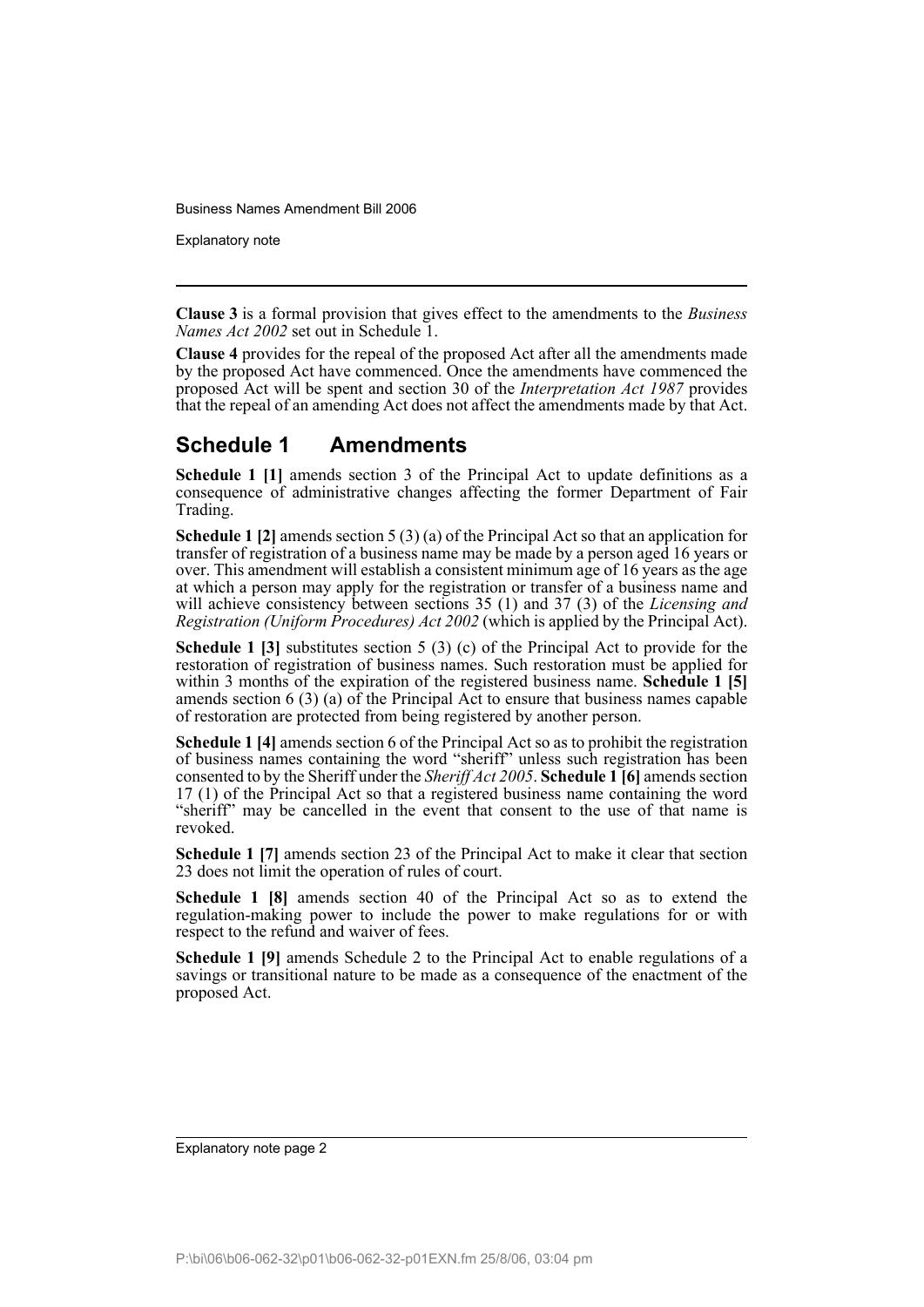**Clause 3** is a formal provision that gives effect to the amendments to the *Business Names Act 2002* set out in Schedule 1.

**Clause 4** provides for the repeal of the proposed Act after all the amendments made by the proposed Act have commenced. Once the amendments have commenced the proposed Act will be spent and section 30 of the *Interpretation Act 1987* provides that the repeal of an amending Act does not affect the amendments made by that Act.

## Schedule 1 Amendments

**Schedule 1 [1]** amends section 3 of the Principal Act to update definitions as a consequence of administrative changes affecting the former Department of Fair Trading.

**Schedule 1 [2]** amends section 5 (3) (a) of the Principal Act so that an application for transfer of registration of a business name may be made by a person aged 16 years or over. This amendment will establish a consistent minimum age of 16 years as the age at which a person may apply for the registration or transfer of a business name and will achieve consistency between sections 35 (1) and 37 (3) of the *Licensing and Registration (Uniform Procedures) Act 2002* (which is applied by the Principal Act).

**Schedule 1 [3]** substitutes section 5 (3) (c) of the Principal Act to provide for the restoration of registration of business names. Such restoration must be applied for within 3 months of the expiration of the registered business name. **Schedule 1 [5]** amends section 6 (3) (a) of the Principal Act to ensure that business names capable of restoration are protected from being registered by another person.

**Schedule 1 [4]** amends section 6 of the Principal Act so as to prohibit the registration of business names containing the word "sheriff" unless such registration has been consented to by the Sheriff under the *Sheriff Act 2005*. **Schedule 1 [6]** amends section 17 (1) of the Principal Act so that a registered business name containing the word "sheriff" may be cancelled in the event that consent to the use of that name is revoked.

**Schedule 1 [7]** amends section 23 of the Principal Act to make it clear that section 23 does not limit the operation of rules of court.

**Schedule 1 [8]** amends section 40 of the Principal Act so as to extend the regulation-making power to include the power to make regulations for or with respect to the refund and waiver of fees.

**Schedule 1 [9]** amends Schedule 2 to the Principal Act to enable regulations of a savings or transitional nature to be made as a consequence of the enactment of the proposed Act.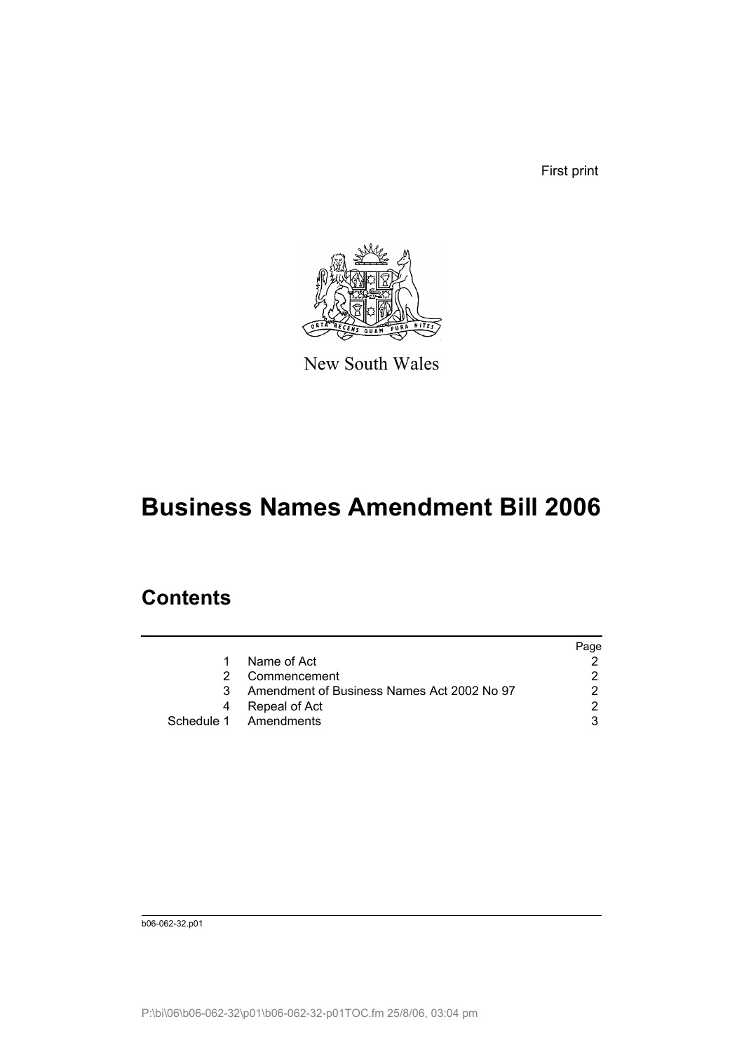First print

New South Wales

# Business Names Amendment Bill 2006

## Contents

| | | Page |
|---|---|---|
| 1 | Name of Act | 2 |
| 2 | Commencement | 2 |
| 3 | Amendment of Business Names Act 2002 No 97 | 2 |
| 4 | Repeal of Act | 2 |
| Schedule 1 | Amendments | 3 |

b06-062-32.p01

P:\bi\06\b06-062-32\p01\b06-062-32-p01TOC.fm 25/8/06, 03:04 pm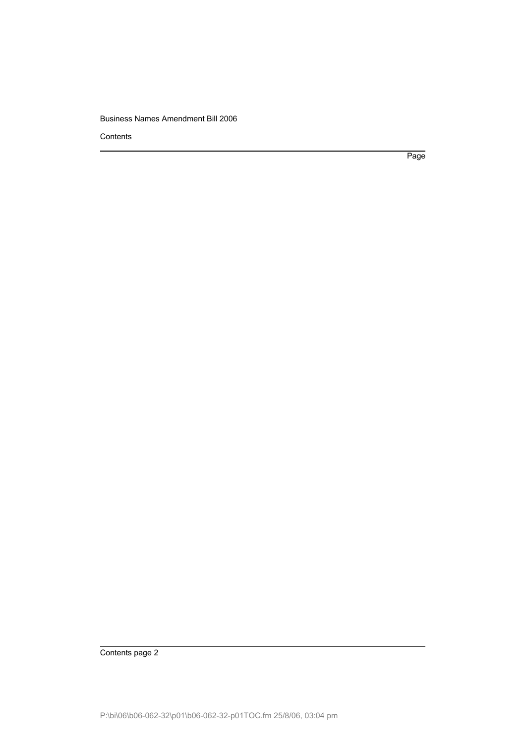Contents

Page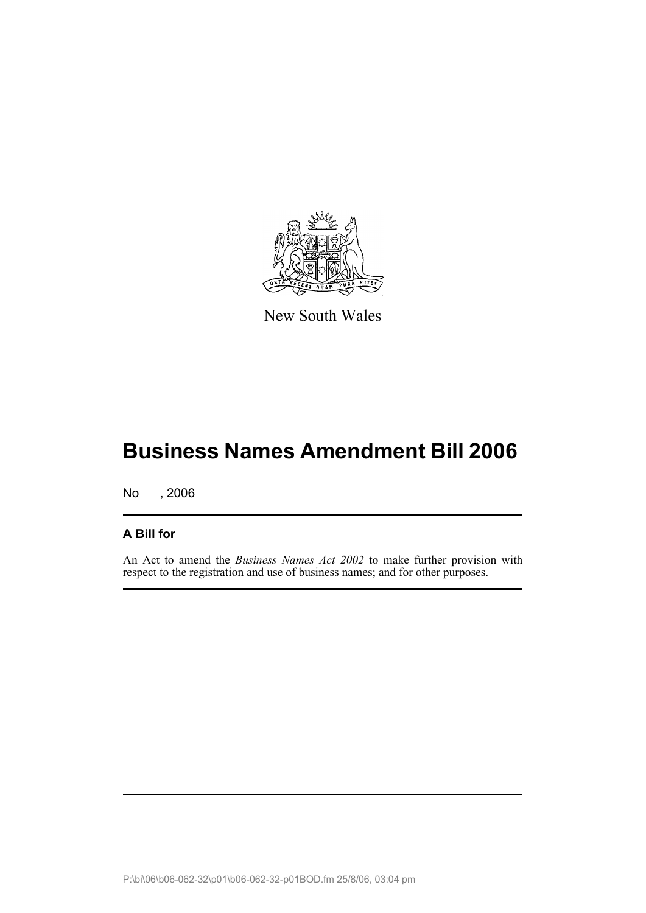New South Wales

# Business Names Amendment Bill 2006

No , 2006

## A Bill for

An Act to amend the *Business Names Act 2002* to make further provision with respect to the registration and use of business names; and for other purposes.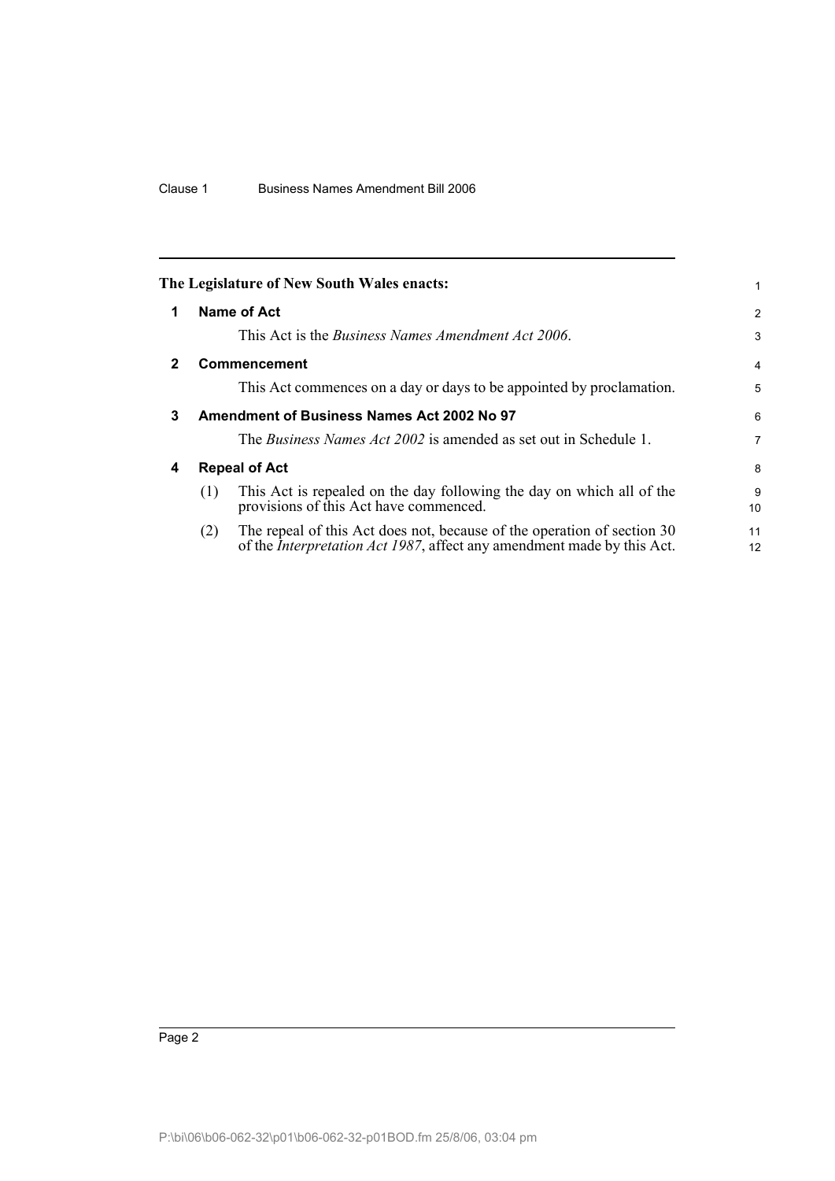**The Legislature of New South Wales enacts:**

## 1 Name of Act

This Act is the *Business Names Amendment Act 2006*.

## 2 Commencement

This Act commences on a day or days to be appointed by proclamation.

## 3 Amendment of Business Names Act 2002 No 97

The *Business Names Act 2002* is amended as set out in Schedule 1.

## 4 Repeal of Act

(1) This Act is repealed on the day following the day on which all of the provisions of this Act have commenced.

(2) The repeal of this Act does not, because of the operation of section 30 of the *Interpretation Act 1987*, affect any amendment made by this Act.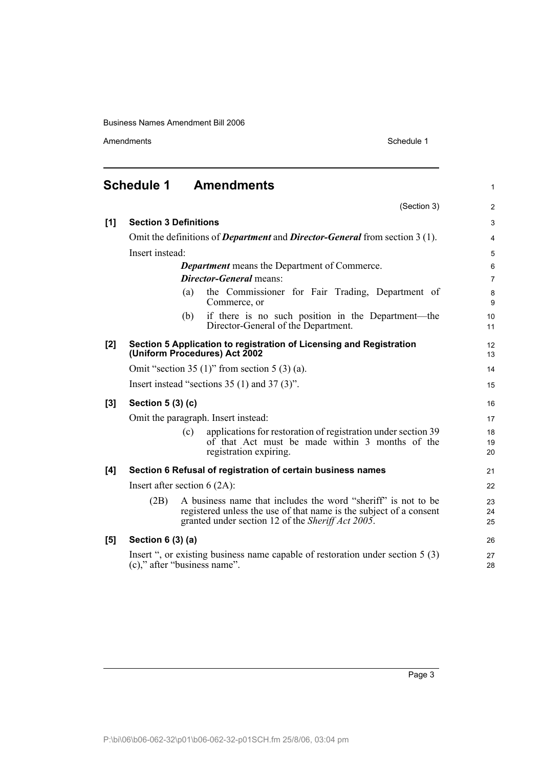# Schedule 1 Amendments

(Section 3)

**[1] Section 3 Definitions**

Omit the definitions of ***Department*** and ***Director-General*** from section 3 (1).

Insert instead:

> ***Department*** means the Department of Commerce.
>
> ***Director-General*** means:
>
> (a) the Commissioner for Fair Trading, Department of Commerce, or
>
> (b) if there is no such position in the Department—the Director-General of the Department.

**[2] Section 5 Application to registration of Licensing and Registration (Uniform Procedures) Act 2002**

Omit "section 35 (1)" from section 5 (3) (a).

Insert instead "sections 35 (1) and 37 (3)".

**[3] Section 5 (3) (c)**

Omit the paragraph. Insert instead:

> (c) applications for restoration of registration under section 39 of that Act must be made within 3 months of the registration expiring.

**[4] Section 6 Refusal of registration of certain business names**

Insert after section 6 (2A):

> (2B) A business name that includes the word "sheriff" is not to be registered unless the use of that name is the subject of a consent granted under section 12 of the *Sheriff Act 2005*.

**[5] Section 6 (3) (a)**

Insert ", or existing business name capable of restoration under section 5 (3) (c)," after "business name".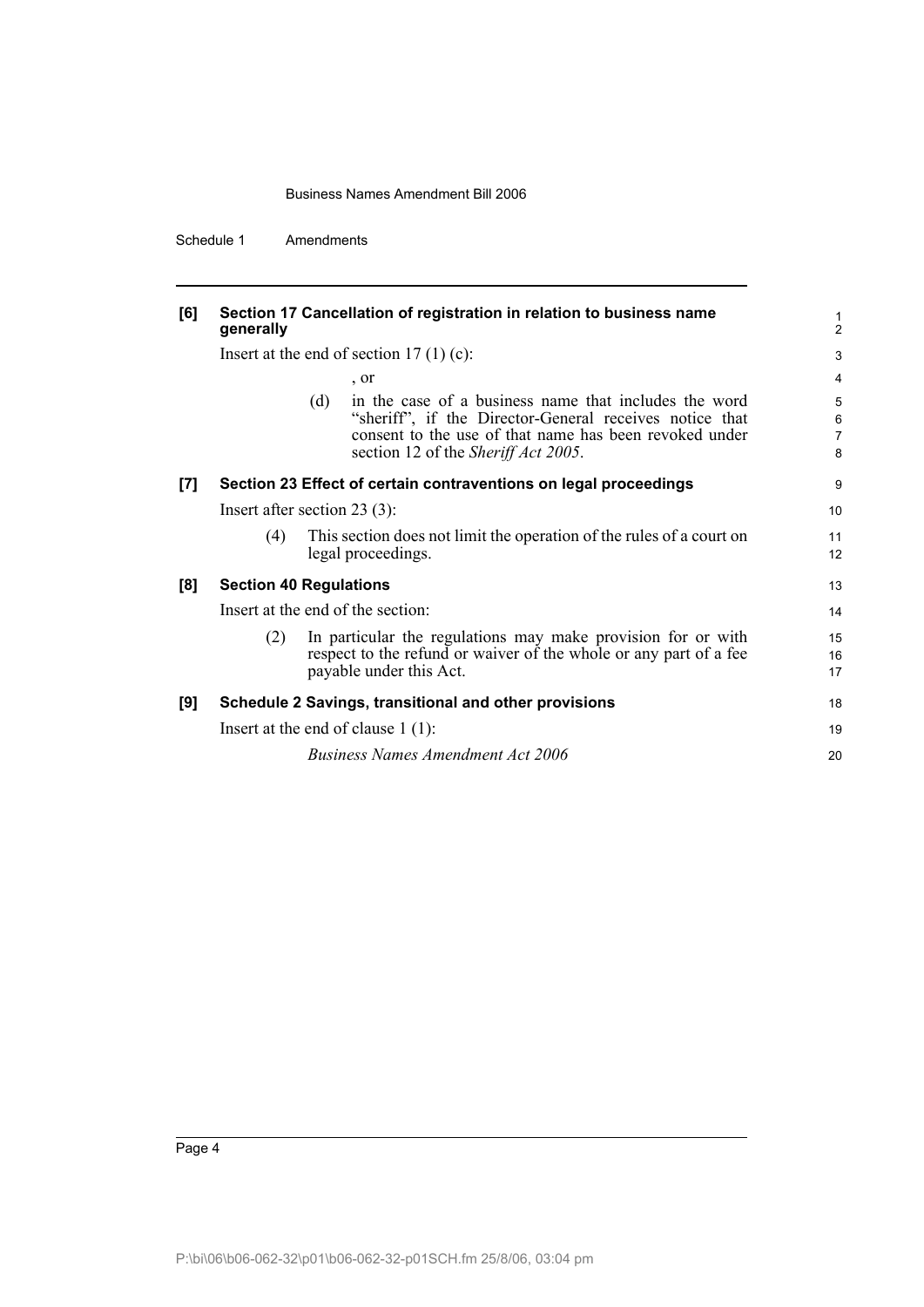**[6] Section 17 Cancellation of registration in relation to business name generally**

Insert at the end of section 17 (1) (c):

, or

(d) in the case of a business name that includes the word "sheriff", if the Director-General receives notice that consent to the use of that name has been revoked under section 12 of the *Sheriff Act 2005*.

**[7] Section 23 Effect of certain contraventions on legal proceedings**

Insert after section 23 (3):

(4) This section does not limit the operation of the rules of a court on legal proceedings.

**[8] Section 40 Regulations**

Insert at the end of the section:

(2) In particular the regulations may make provision for or with respect to the refund or waiver of the whole or any part of a fee payable under this Act.

**[9] Schedule 2 Savings, transitional and other provisions**

Insert at the end of clause 1 (1):

*Business Names Amendment Act 2006*